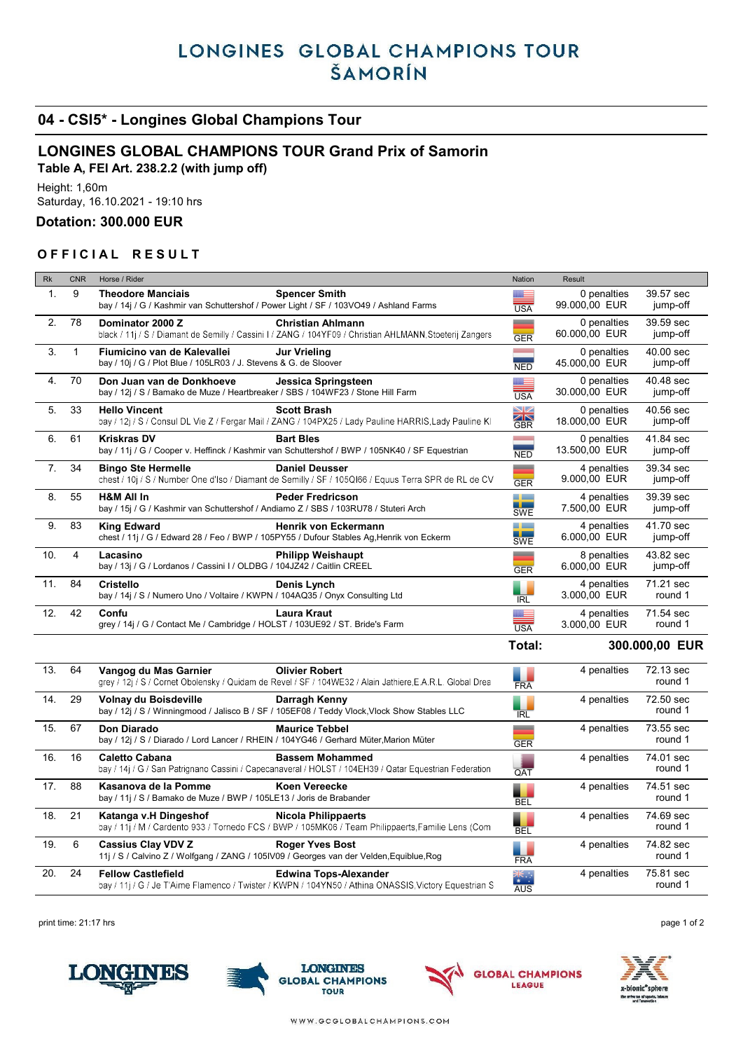# LONGINES GLOBAL CHAMPIONS TOUR
# ŠAMORÍN

## 04 - CSI5* - Longines Global Champions Tour

## LONGINES GLOBAL CHAMPIONS TOUR Grand Prix of Samorin

**Table A, FEI Art. 238.2.2 (with jump off)**

Height: 1,60m
Saturday, 16.10.2021 - 19:10 hrs

**Dotation: 300.000 EUR**

### OFFICIAL RESULT

| Rk | CNR | Horse / Rider | Nation | Result | |
|---|---|---|---|---|---|
| 1. | 9 | **Theodore Manciais** **Spencer Smith**<br>bay / 14j / G / Kashmir van Schuttershof / Power Light / SF / 103VO49 / Ashland Farms | USA | 0 penalties<br>99.000,00 EUR | 39.57 sec<br>jump-off |
| 2. | 78 | **Dominator 2000 Z** **Christian Ahlmann**<br>black / 11j / S / Diamant de Semilly / Cassini I / ZANG / 104YF09 / Christian AHLMANN,Stoeterij Zangers | GER | 0 penalties<br>60.000,00 EUR | 39.59 sec<br>jump-off |
| 3. | 1 | **Fiumicino van de Kalevallei** **Jur Vrieling**<br>bay / 10j / G / Plot Blue / 105LR03 / J. Stevens & G. de Sloover | NED | 0 penalties<br>45.000,00 EUR | 40.00 sec<br>jump-off |
| 4. | 70 | **Don Juan van de Donkhoeve** **Jessica Springsteen**<br>bay / 12j / S / Bamako de Muze / Heartbreaker / SBS / 104WF23 / Stone Hill Farm | USA | 0 penalties<br>30.000,00 EUR | 40.48 sec<br>jump-off |
| 5. | 33 | **Hello Vincent** **Scott Brash**<br>bay / 12j / S / Consul DL Vie Z / Fergar Mail / ZANG / 104PX25 / Lady Pauline HARRIS,Lady Pauline Kl | GBR | 0 penalties<br>18.000,00 EUR | 40.56 sec<br>jump-off |
| 6. | 61 | **Kriskras DV** **Bart Bles**<br>bay / 11j / G / Cooper v. Heffinck / Kashmir van Schuttershof / BWP / 105NK40 / SF Equestrian | NED | 0 penalties<br>13.500,00 EUR | 41.84 sec<br>jump-off |
| 7. | 34 | **Bingo Ste Hermelle** **Daniel Deusser**<br>chest / 10j / S / Number One d'Iso / Diamant de Semilly / SF / 105OI66 / Equus Terra SPR de RL de CV | GER | 4 penalties<br>9.000,00 EUR | 39.34 sec<br>jump-off |
| 8. | 55 | **H&M All In** **Peder Fredricson**<br>bay / 15j / G / Kashmir van Schuttershof / Andiamo Z / SBS / 103RU78 / Stuteri Arch | SWE | 4 penalties<br>7.500,00 EUR | 39.39 sec<br>jump-off |
| 9. | 83 | **King Edward** **Henrik von Eckermann**<br>chest / 11j / G / Edward 28 / Feo / BWP / 105PY55 / Dufour Stables Ag,Henrik von Eckerm | SWE | 4 penalties<br>6.000,00 EUR | 41.70 sec<br>jump-off |
| 10. | 4 | **Lacasino** **Philipp Weishaupt**<br>bay / 13j / G / Lordanos / Cassini I / OLDBG / 104JZ42 / Caitlin CREEL | GER | 8 penalties<br>6.000,00 EUR | 43.82 sec<br>jump-off |
| 11. | 84 | **Cristello** **Denis Lynch**<br>bay / 14j / S / Numero Uno / Voltaire / KWPN / 104AQ35 / Onyx Consulting Ltd | IRL | 4 penalties<br>3.000,00 EUR | 71.21 sec<br>round 1 |
| 12. | 42 | **Confu** **Laura Kraut**<br>grey / 14j / G / Contact Me / Cambridge / HOLST / 103UE92 / ST. Bride's Farm | USA | 4 penalties<br>3.000,00 EUR | 71.54 sec<br>round 1 |
| | | | **Total:** | **300.000,00 EUR** | |
| 13. | 64 | **Vangog du Mas Garnier** **Olivier Robert**<br>grey / 12j / S / Cornet Obolensky / Quidam de Revel / SF / 104WE32 / Alain Jathiere,E.A.R.L. Global Drea | FRA | 4 penalties | 72.13 sec<br>round 1 |
| 14. | 29 | **Volnay du Boisdeville** **Darragh Kenny**<br>bay / 12j / S / Winningmood / Jalisco B / SF / 105EF08 / Teddy Vlock,Vlock Show Stables LLC | IRL | 4 penalties | 72.50 sec<br>round 1 |
| 15. | 67 | **Don Diarado** **Maurice Tebbel**<br>bay / 12j / S / Diarado / Lord Lancer / RHEIN / 104YG46 / Gerhard Müter,Marion Müter | GER | 4 penalties | 73.55 sec<br>round 1 |
| 16. | 16 | **Caletto Cabana** **Bassem Mohammed**<br>bay / 14j / G / San Patrignano Cassini / Capecanaveral / HOLST / 104EH39 / Qatar Equestrian Federation | QAT | 4 penalties | 74.01 sec<br>round 1 |
| 17. | 88 | **Kasanova de la Pomme** **Koen Vereecke**<br>bay / 11j / S / Bamako de Muze / BWP / 105LE13 / Joris de Brabander | BEL | 4 penalties | 74.51 sec<br>round 1 |
| 18. | 21 | **Katanga v.H Dingeshof** **Nicola Philippaerts**<br>bay / 11j / M / Cardento 933 / Tornedo FCS / BWP / 105MK06 / Team Philippaerts,Familie Lens (Com | BEL | 4 penalties | 74.69 sec<br>round 1 |
| 19. | 6 | **Cassius Clay VDV Z** **Roger Yves Bost**<br>11j / S / Calvino Z / Wolfgang / ZANG / 105IV09 / Georges van der Velden,Equiblue,Rog | FRA | 4 penalties | 74.82 sec<br>round 1 |
| 20. | 24 | **Fellow Castlefield** **Edwina Tops-Alexander**<br>bay / 11j / G / Je T'Aime Flamenco / Twister / KWPN / 104YN50 / Athina ONASSIS,Victory Equestrian S | AUS | 4 penalties | 75.81 sec<br>round 1 |

print time: 21:17 hrs

WWW.GCGLOBALCHAMPIONS.COM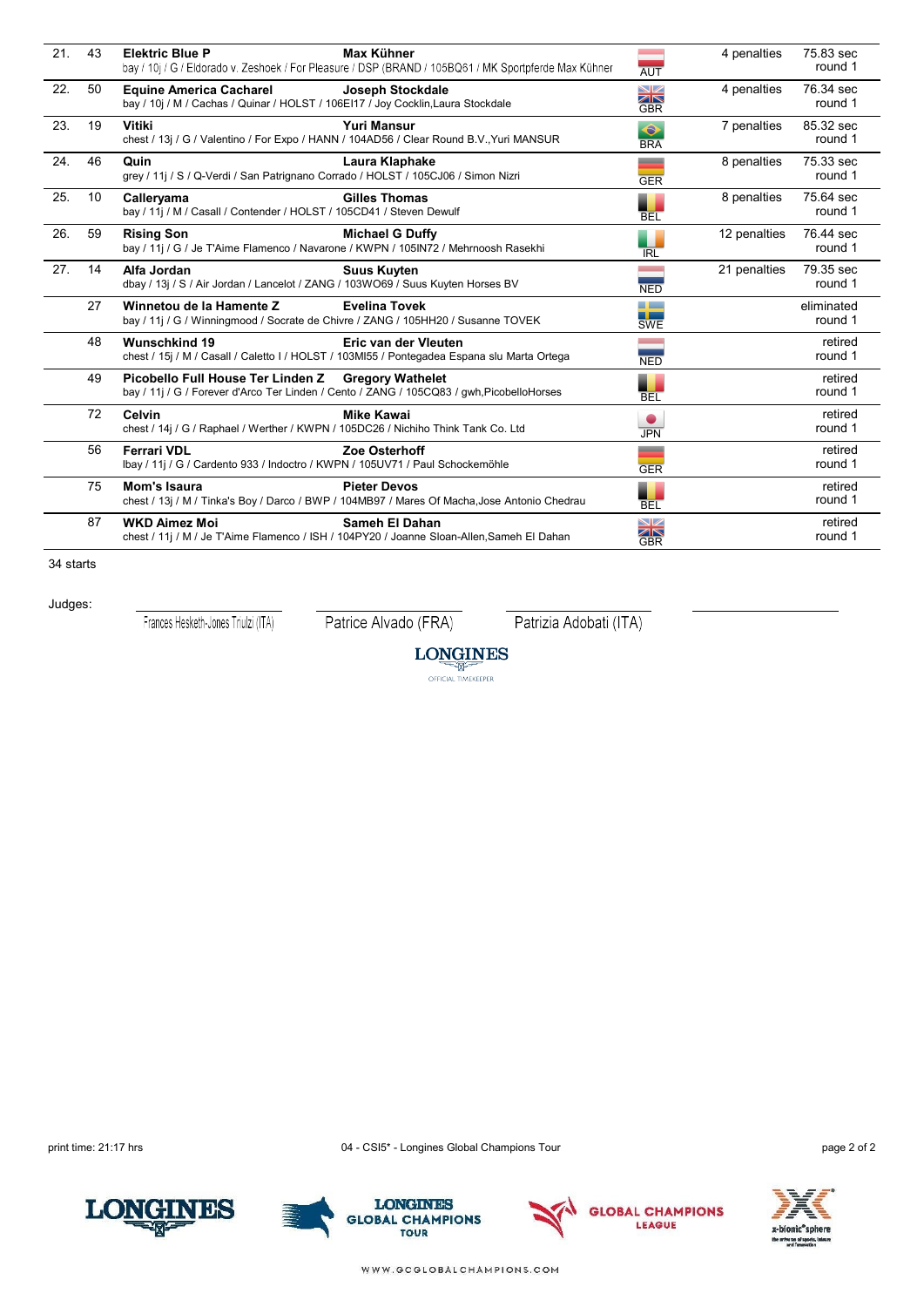| | | | | | | |
|---|---|---|---|---|---|---|
| 21. | 43 | **Elektric Blue P** bay / 10j / G / Eldorado v. Zeshoek / For Pleasure / DSP (BRAND / 105BQ61 / MK Sportpferde Max Kühner | **Max Kühner** | AUT | 4 penalties | 75.83 sec round 1 |
| 22. | 50 | **Equine America Cacharel** bay / 10j / M / Cachas / Quinar / HOLST / 106EI17 / Joy Cocklin,Laura Stockdale | **Joseph Stockdale** | GBR | 4 penalties | 76.34 sec round 1 |
| 23. | 19 | **Vitiki** chest / 13j / G / Valentino / For Expo / HANN / 104AD56 / Clear Round B.V.,Yuri MANSUR | **Yuri Mansur** | BRA | 7 penalties | 85.32 sec round 1 |
| 24. | 46 | **Quin** grey / 11j / S / Q-Verdi / San Patrignano Corrado / HOLST / 105CJ06 / Simon Nizri | **Laura Klaphake** | GER | 8 penalties | 75.33 sec round 1 |
| 25. | 10 | **Calleryama** bay / 11j / M / Casall / Contender / HOLST / 105CD41 / Steven Dewulf | **Gilles Thomas** | BEL | 8 penalties | 75.64 sec round 1 |
| 26. | 59 | **Rising Son** bay / 11j / G / Je T'Aime Flamenco / Navarone / KWPN / 105IN72 / Mehrnoosh Rasekhi | **Michael G Duffy** | IRL | 12 penalties | 76.44 sec round 1 |
| 27. | 14 | **Alfa Jordan** dbay / 13j / S / Air Jordan / Lancelot / ZANG / 103WO69 / Suus Kuyten Horses BV | **Suus Kuyten** | NED | 21 penalties | 79.35 sec round 1 |
| | 27 | **Winnetou de la Hamente Z** bay / 11j / G / Winningmood / Socrate de Chivre / ZANG / 105HH20 / Susanne TOVEK | **Evelina Tovek** | SWE | | eliminated round 1 |
| | 48 | **Wunschkind 19** chest / 15j / M / Casall / Caletto I / HOLST / 103MI55 / Pontegadea Espana slu Marta Ortega | **Eric van der Vleuten** | NED | | retired round 1 |
| | 49 | **Picobello Full House Ter Linden Z** bay / 11j / G / Forever d'Arco Ter Linden / Cento / ZANG / 105CQ83 / gwh,PicobelloHorses | **Gregory Wathelet** | BEL | | retired round 1 |
| | 72 | **Celvin** chest / 14j / G / Raphael / Werther / KWPN / 105DC26 / Nichiho Think Tank Co. Ltd | **Mike Kawai** | JPN | | retired round 1 |
| | 56 | **Ferrari VDL** lbay / 11j / G / Cardento 933 / Indoctro / KWPN / 105UV71 / Paul Schockemöhle | **Zoe Osterhoff** | GER | | retired round 1 |
| | 75 | **Mom's Isaura** chest / 13j / M / Tinka's Boy / Darco / BWP / 104MB97 / Mares Of Macha,Jose Antonio Chedrau | **Pieter Devos** | BEL | | retired round 1 |
| | 87 | **WKD Aimez Moi** chest / 11j / M / Je T'Aime Flamenco / ISH / 104PY20 / Joanne Sloan-Allen,Sameh El Dahan | **Sameh El Dahan** | GBR | | retired round 1 |

34 starts

Judges:

Frances Hesketh-Jones Triulzi (ITA) | Patrice Alvado (FRA) | Patrizia Adobati (ITA)

LONGINES OFFICIAL TIMEKEEPER

print time: 21:17 hrs

04 - CSI5* - Longines Global Champions Tour

WWW.GCGLOBALCHAMPIONS.COM